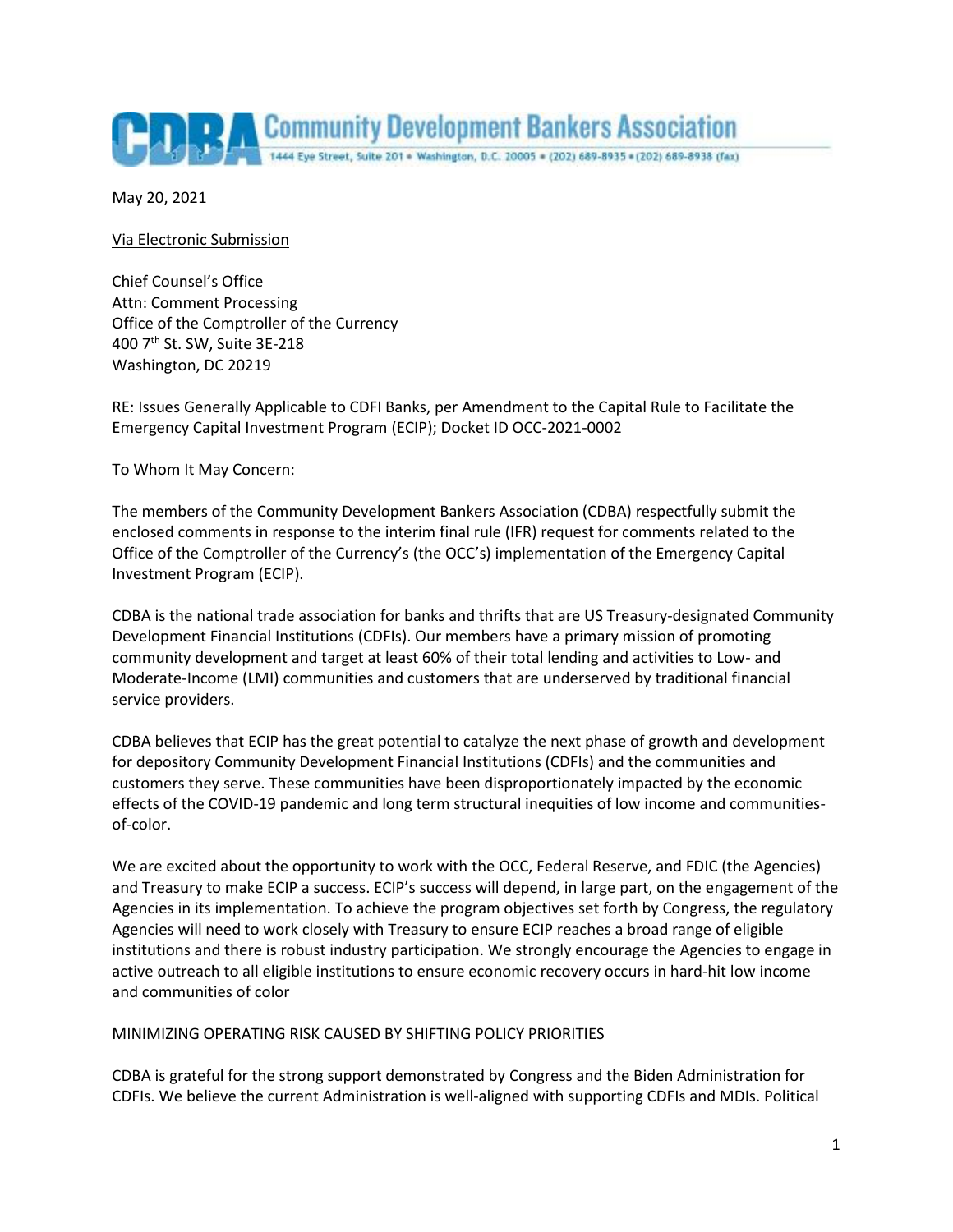# Community Development Bankers Association

1444 Eye Street, Suite 201 • Washington, D.C. 20005 • (202) 689-8935 • (202) 689-8938 (fax)

May 20, 2021

Via Electronic Submission

Chief Counsel's Office
Attn: Comment Processing
Office of the Comptroller of the Currency
400 7th St. SW, Suite 3E-218
Washington, DC 20219

RE: Issues Generally Applicable to CDFI Banks, per Amendment to the Capital Rule to Facilitate the Emergency Capital Investment Program (ECIP); Docket ID OCC-2021-0002

To Whom It May Concern:

The members of the Community Development Bankers Association (CDBA) respectfully submit the enclosed comments in response to the interim final rule (IFR) request for comments related to the Office of the Comptroller of the Currency's (the OCC's) implementation of the Emergency Capital Investment Program (ECIP).

CDBA is the national trade association for banks and thrifts that are US Treasury-designated Community Development Financial Institutions (CDFIs). Our members have a primary mission of promoting community development and target at least 60% of their total lending and activities to Low- and Moderate-Income (LMI) communities and customers that are underserved by traditional financial service providers.

CDBA believes that ECIP has the great potential to catalyze the next phase of growth and development for depository Community Development Financial Institutions (CDFIs) and the communities and customers they serve. These communities have been disproportionately impacted by the economic effects of the COVID-19 pandemic and long term structural inequities of low income and communities-of-color.

We are excited about the opportunity to work with the OCC, Federal Reserve, and FDIC (the Agencies) and Treasury to make ECIP a success. ECIP's success will depend, in large part, on the engagement of the Agencies in its implementation. To achieve the program objectives set forth by Congress, the regulatory Agencies will need to work closely with Treasury to ensure ECIP reaches a broad range of eligible institutions and there is robust industry participation. We strongly encourage the Agencies to engage in active outreach to all eligible institutions to ensure economic recovery occurs in hard-hit low income and communities of color

## MINIMIZING OPERATING RISK CAUSED BY SHIFTING POLICY PRIORITIES

CDBA is grateful for the strong support demonstrated by Congress and the Biden Administration for CDFIs. We believe the current Administration is well-aligned with supporting CDFIs and MDIs. Political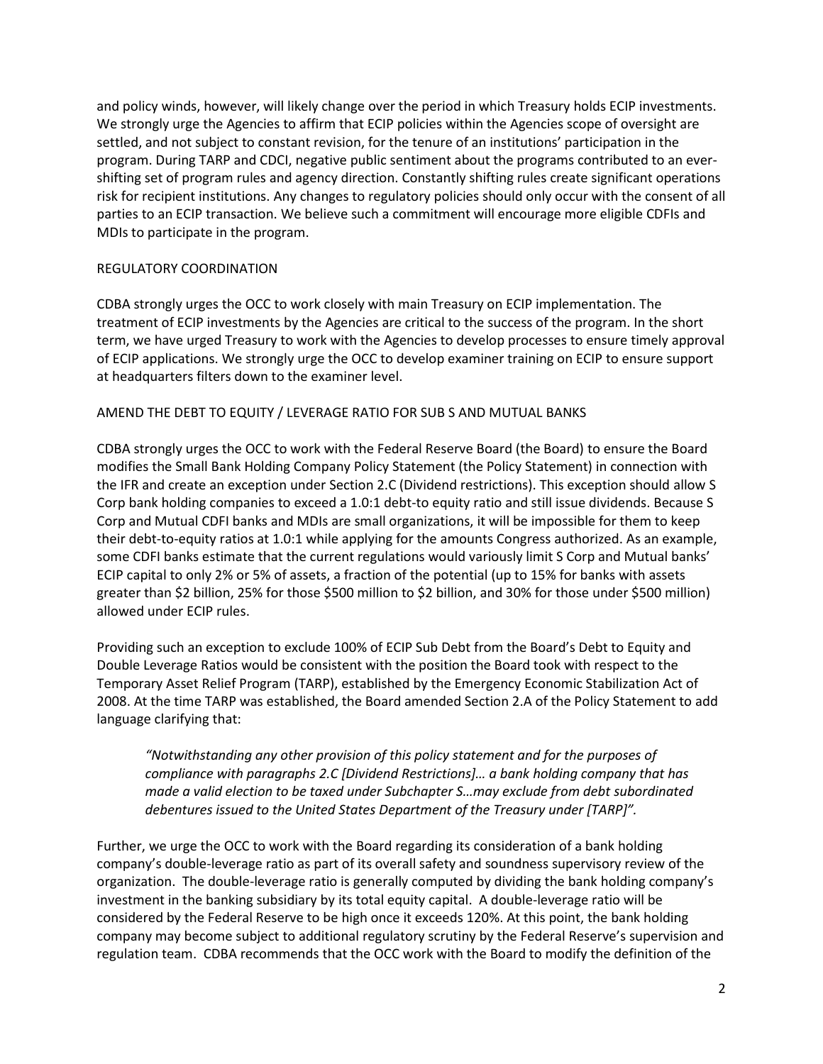and policy winds, however, will likely change over the period in which Treasury holds ECIP investments. We strongly urge the Agencies to affirm that ECIP policies within the Agencies scope of oversight are settled, and not subject to constant revision, for the tenure of an institutions' participation in the program. During TARP and CDCI, negative public sentiment about the programs contributed to an ever-shifting set of program rules and agency direction. Constantly shifting rules create significant operations risk for recipient institutions. Any changes to regulatory policies should only occur with the consent of all parties to an ECIP transaction. We believe such a commitment will encourage more eligible CDFIs and MDIs to participate in the program.

## REGULATORY COORDINATION

CDBA strongly urges the OCC to work closely with main Treasury on ECIP implementation. The treatment of ECIP investments by the Agencies are critical to the success of the program. In the short term, we have urged Treasury to work with the Agencies to develop processes to ensure timely approval of ECIP applications. We strongly urge the OCC to develop examiner training on ECIP to ensure support at headquarters filters down to the examiner level.

## AMEND THE DEBT TO EQUITY / LEVERAGE RATIO FOR SUB S AND MUTUAL BANKS

CDBA strongly urges the OCC to work with the Federal Reserve Board (the Board) to ensure the Board modifies the Small Bank Holding Company Policy Statement (the Policy Statement) in connection with the IFR and create an exception under Section 2.C (Dividend restrictions). This exception should allow S Corp bank holding companies to exceed a 1.0:1 debt-to equity ratio and still issue dividends. Because S Corp and Mutual CDFI banks and MDIs are small organizations, it will be impossible for them to keep their debt-to-equity ratios at 1.0:1 while applying for the amounts Congress authorized. As an example, some CDFI banks estimate that the current regulations would variously limit S Corp and Mutual banks' ECIP capital to only 2% or 5% of assets, a fraction of the potential (up to 15% for banks with assets greater than $2 billion, 25% for those $500 million to $2 billion, and 30% for those under $500 million) allowed under ECIP rules.

Providing such an exception to exclude 100% of ECIP Sub Debt from the Board's Debt to Equity and Double Leverage Ratios would be consistent with the position the Board took with respect to the Temporary Asset Relief Program (TARP), established by the Emergency Economic Stabilization Act of 2008. At the time TARP was established, the Board amended Section 2.A of the Policy Statement to add language clarifying that:

> *"Notwithstanding any other provision of this policy statement and for the purposes of compliance with paragraphs 2.C [Dividend Restrictions]… a bank holding company that has made a valid election to be taxed under Subchapter S…may exclude from debt subordinated debentures issued to the United States Department of the Treasury under [TARP]".*

Further, we urge the OCC to work with the Board regarding its consideration of a bank holding company's double-leverage ratio as part of its overall safety and soundness supervisory review of the organization. The double-leverage ratio is generally computed by dividing the bank holding company's investment in the banking subsidiary by its total equity capital. A double-leverage ratio will be considered by the Federal Reserve to be high once it exceeds 120%. At this point, the bank holding company may become subject to additional regulatory scrutiny by the Federal Reserve's supervision and regulation team. CDBA recommends that the OCC work with the Board to modify the definition of the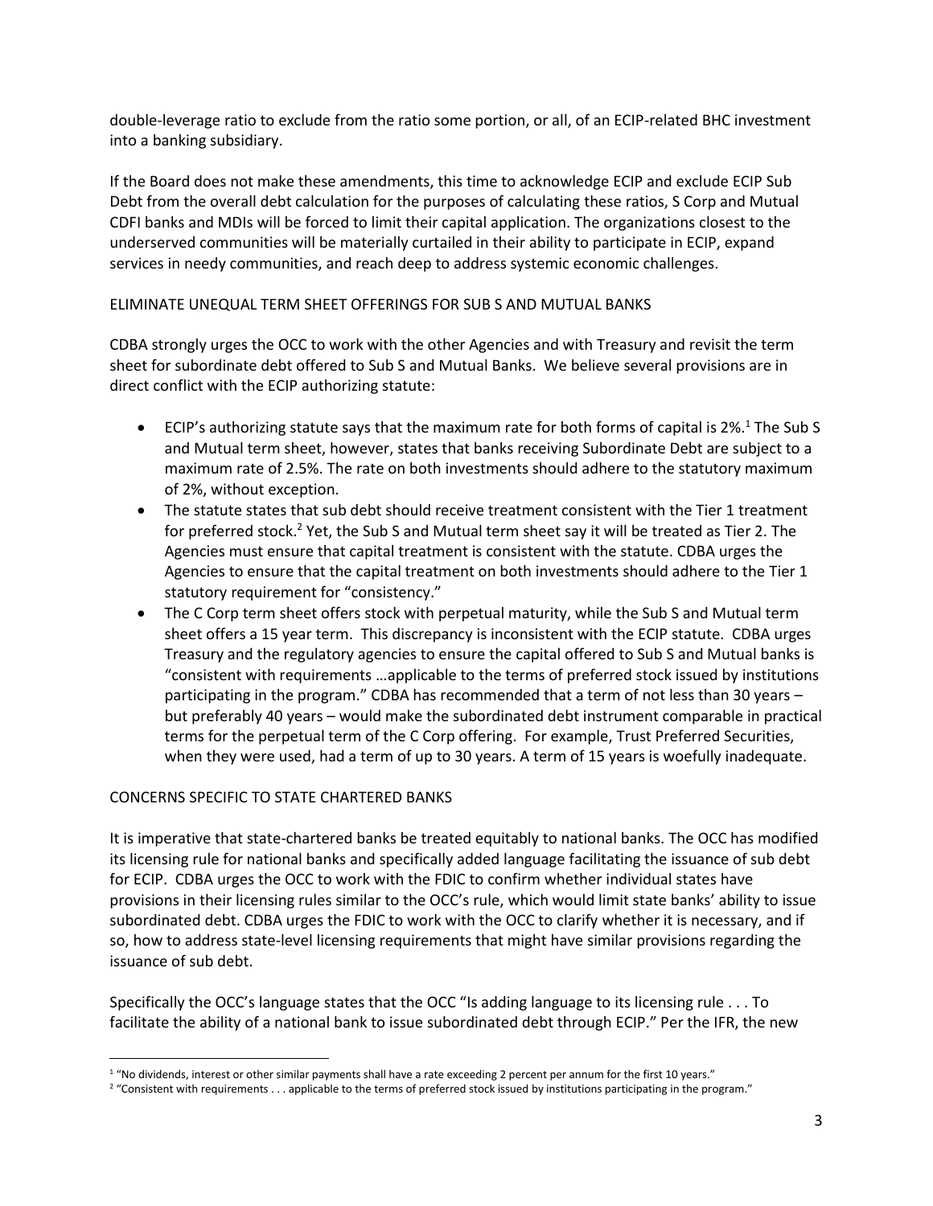double-leverage ratio to exclude from the ratio some portion, or all, of an ECIP-related BHC investment into a banking subsidiary.

If the Board does not make these amendments, this time to acknowledge ECIP and exclude ECIP Sub Debt from the overall debt calculation for the purposes of calculating these ratios, S Corp and Mutual CDFI banks and MDIs will be forced to limit their capital application. The organizations closest to the underserved communities will be materially curtailed in their ability to participate in ECIP, expand services in needy communities, and reach deep to address systemic economic challenges.

ELIMINATE UNEQUAL TERM SHEET OFFERINGS FOR SUB S AND MUTUAL BANKS

CDBA strongly urges the OCC to work with the other Agencies and with Treasury and revisit the term sheet for subordinate debt offered to Sub S and Mutual Banks. We believe several provisions are in direct conflict with the ECIP authorizing statute:

- ECIP's authorizing statute says that the maximum rate for both forms of capital is 2%.[1] The Sub S and Mutual term sheet, however, states that banks receiving Subordinate Debt are subject to a maximum rate of 2.5%. The rate on both investments should adhere to the statutory maximum of 2%, without exception.
- The statute states that sub debt should receive treatment consistent with the Tier 1 treatment for preferred stock.[2] Yet, the Sub S and Mutual term sheet say it will be treated as Tier 2. The Agencies must ensure that capital treatment is consistent with the statute. CDBA urges the Agencies to ensure that the capital treatment on both investments should adhere to the Tier 1 statutory requirement for "consistency."
- The C Corp term sheet offers stock with perpetual maturity, while the Sub S and Mutual term sheet offers a 15 year term. This discrepancy is inconsistent with the ECIP statute. CDBA urges Treasury and the regulatory agencies to ensure the capital offered to Sub S and Mutual banks is "consistent with requirements …applicable to the terms of preferred stock issued by institutions participating in the program." CDBA has recommended that a term of not less than 30 years – but preferably 40 years – would make the subordinated debt instrument comparable in practical terms for the perpetual term of the C Corp offering. For example, Trust Preferred Securities, when they were used, had a term of up to 30 years. A term of 15 years is woefully inadequate.

CONCERNS SPECIFIC TO STATE CHARTERED BANKS

It is imperative that state-chartered banks be treated equitably to national banks. The OCC has modified its licensing rule for national banks and specifically added language facilitating the issuance of sub debt for ECIP. CDBA urges the OCC to work with the FDIC to confirm whether individual states have provisions in their licensing rules similar to the OCC's rule, which would limit state banks' ability to issue subordinated debt. CDBA urges the FDIC to work with the OCC to clarify whether it is necessary, and if so, how to address state-level licensing requirements that might have similar provisions regarding the issuance of sub debt.

Specifically the OCC's language states that the OCC "Is adding language to its licensing rule . . . To facilitate the ability of a national bank to issue subordinated debt through ECIP." Per the IFR, the new

[1] "No dividends, interest or other similar payments shall have a rate exceeding 2 percent per annum for the first 10 years."

[2] "Consistent with requirements . . . applicable to the terms of preferred stock issued by institutions participating in the program."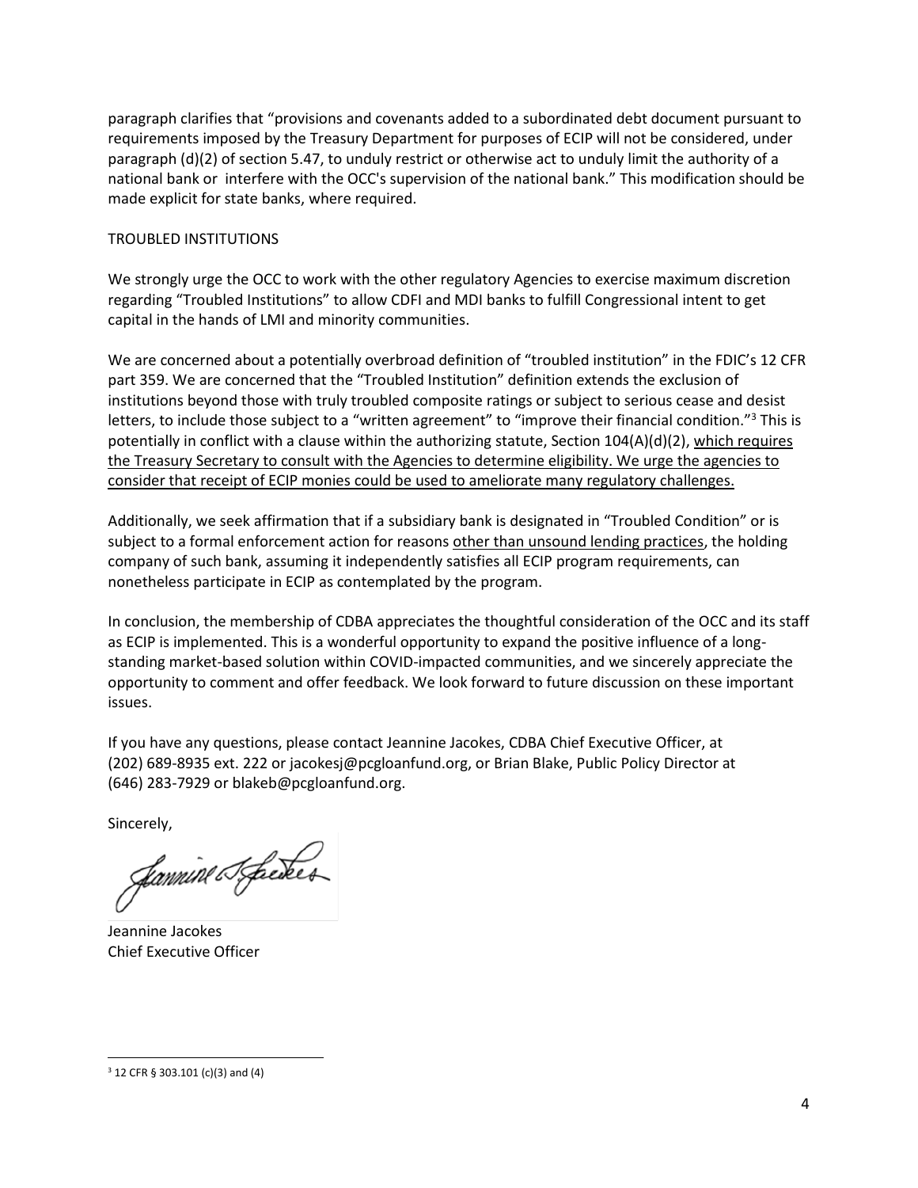paragraph clarifies that "provisions and covenants added to a subordinated debt document pursuant to requirements imposed by the Treasury Department for purposes of ECIP will not be considered, under paragraph (d)(2) of section 5.47, to unduly restrict or otherwise act to unduly limit the authority of a national bank or interfere with the OCC's supervision of the national bank." This modification should be made explicit for state banks, where required.

TROUBLED INSTITUTIONS

We strongly urge the OCC to work with the other regulatory Agencies to exercise maximum discretion regarding "Troubled Institutions" to allow CDFI and MDI banks to fulfill Congressional intent to get capital in the hands of LMI and minority communities.

We are concerned about a potentially overbroad definition of "troubled institution" in the FDIC's 12 CFR part 359. We are concerned that the "Troubled Institution" definition extends the exclusion of institutions beyond those with truly troubled composite ratings or subject to serious cease and desist letters, to include those subject to a "written agreement" to "improve their financial condition."[3] This is potentially in conflict with a clause within the authorizing statute, Section 104(A)(d)(2), which requires the Treasury Secretary to consult with the Agencies to determine eligibility. We urge the agencies to consider that receipt of ECIP monies could be used to ameliorate many regulatory challenges.

Additionally, we seek affirmation that if a subsidiary bank is designated in "Troubled Condition" or is subject to a formal enforcement action for reasons other than unsound lending practices, the holding company of such bank, assuming it independently satisfies all ECIP program requirements, can nonetheless participate in ECIP as contemplated by the program.

In conclusion, the membership of CDBA appreciates the thoughtful consideration of the OCC and its staff as ECIP is implemented. This is a wonderful opportunity to expand the positive influence of a long-standing market-based solution within COVID-impacted communities, and we sincerely appreciate the opportunity to comment and offer feedback. We look forward to future discussion on these important issues.

If you have any questions, please contact Jeannine Jacokes, CDBA Chief Executive Officer, at (202) 689-8935 ext. 222 or jacokesj@pcgloanfund.org, or Brian Blake, Public Policy Director at (646) 283-7929 or blakeb@pcgloanfund.org.

Sincerely,

Jeannine Jacokes
Chief Executive Officer

[3] 12 CFR § 303.101 (c)(3) and (4)